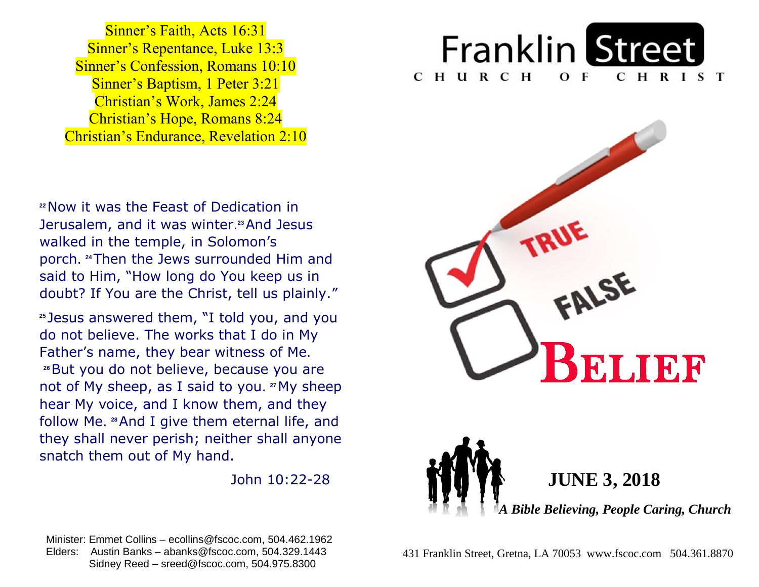Sinner's Faith, Acts 16:31
Sinner's Repentance, Luke 13:3
Sinner's Confession, Romans 10:10
Sinner's Baptism, 1 Peter 3:21
Christian's Work, James 2:24
Christian's Hope, Romans 8:24
Christian's Endurance, Revelation 2:10

[22] Now it was the Feast of Dedication in Jerusalem, and it was winter. [23] And Jesus walked in the temple, in Solomon's porch. [24] Then the Jews surrounded Him and said to Him, "How long do You keep us in doubt? If You are the Christ, tell us plainly."

[25] Jesus answered them, "I told you, and you do not believe. The works that I do in My Father's name, they bear witness of Me. [26] But you do not believe, because you are not of My sheep, as I said to you. [27] My sheep hear My voice, and I know them, and they follow Me. [28] And I give them eternal life, and they shall never perish; neither shall anyone snatch them out of My hand.

John 10:22-28

Minister: Emmet Collins – ecollins@fscoc.com, 504.462.1962
Elders: Austin Banks – abanks@fscoc.com, 504.329.1443
Sidney Reed – sreed@fscoc.com, 504.975.8300

# Franklin Street
## CHURCH OF CHRIST

TRUE

FALSE

# BELIEF

## JUNE 3, 2018

***A Bible Believing, People Caring, Church***

431 Franklin Street, Gretna, LA 70053 www.fscoc.com 504.361.8870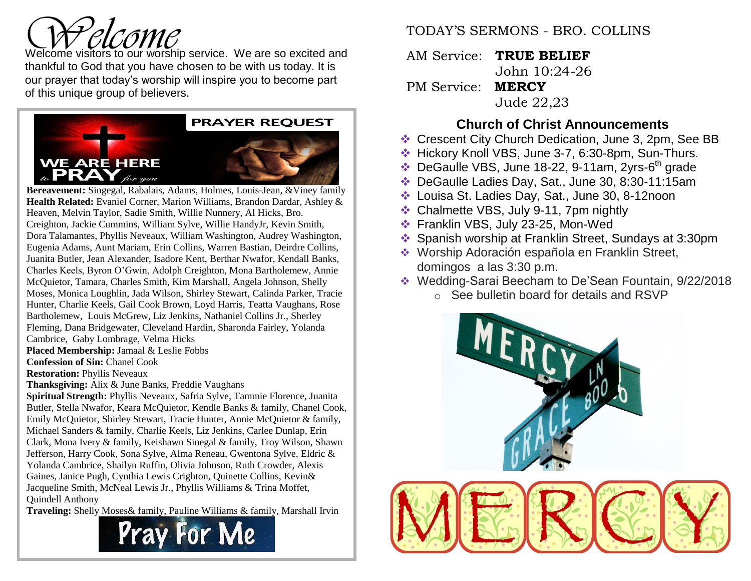# Welcome

Welcome visitors to our worship service. We are so excited and thankful to God that you have chosen to be with us today. It is our prayer that today's worship will inspire you to become part of this unique group of believers.

## PRAYER REQUEST

WE ARE HERE to PRAY for you

**Bereavement:** Singegal, Rabalais, Adams, Holmes, Louis-Jean, &Viney family

**Health Related:** Evaniel Corner, Marion Williams, Brandon Dardar, Ashley & Heaven, Melvin Taylor, Sadie Smith, Willie Nunnery, Al Hicks, Bro. Creighton, Jackie Cummins, William Sylve, Willie HandyJr, Kevin Smith, Dora Talamantes, Phyllis Neveaux, William Washington, Audrey Washington, Eugenia Adams, Aunt Mariam, Erin Collins, Warren Bastian, Deirdre Collins, Juanita Butler, Jean Alexander, Isadore Kent, Berthar Nwafor, Kendall Banks, Charles Keels, Byron O'Gwin, Adolph Creighton, Mona Bartholemew, Annie McQuietor, Tamara, Charles Smith, Kim Marshall, Angela Johnson, Shelly Moses, Monica Loughlin, Jada Wilson, Shirley Stewart, Calinda Parker, Tracie Hunter, Charlie Keels, Gail Cook Brown, Loyd Harris, Teatta Vaughans, Rose Bartholemew, Louis McGrew, Liz Jenkins, Nathaniel Collins Jr., Sherley Fleming, Dana Bridgewater, Cleveland Hardin, Sharonda Fairley, Yolanda Cambrice, Gaby Lombrage, Velma Hicks

**Placed Membership:** Jamaal & Leslie Fobbs

**Confession of Sin:** Chanel Cook

**Restoration:** Phyllis Neveaux

**Thanksgiving:** Alix & June Banks, Freddie Vaughans

**Spiritual Strength:** Phyllis Neveaux, Safria Sylve, Tammie Florence, Juanita Butler, Stella Nwafor, Keara McQuietor, Kendle Banks & family, Chanel Cook, Emily McQuietor, Shirley Stewart, Tracie Hunter, Annie McQuietor & family, Michael Sanders & family, Charlie Keels, Liz Jenkins, Carlee Dunlap, Erin Clark, Mona Ivery & family, Keishawn Sinegal & family, Troy Wilson, Shawn Jefferson, Harry Cook, Sona Sylve, Alma Reneau, Gwentona Sylve, Eldric & Yolanda Cambrice, Shailyn Ruffin, Olivia Johnson, Ruth Crowder, Alexis Gaines, Janice Pugh, Cynthia Lewis Crighton, Quinette Collins, Kevin& Jacqueline Smith, McNeal Lewis Jr., Phyllis Williams & Trina Moffet, Quindell Anthony

**Traveling:** Shelly Moses& family, Pauline Williams & family, Marshall Irvin

Pray For Me

## TODAY'S SERMONS - BRO. COLLINS

AM Service: **TRUE BELIEF**
John 10:24-26

PM Service: **MERCY**
Jude 22,23

## Church of Christ Announcements

- Crescent City Church Dedication, June 3, 2pm, See BB
- Hickory Knoll VBS, June 3-7, 6:30-8pm, Sun-Thurs.
- DeGaulle VBS, June 18-22, 9-11am, 2yrs-6th grade
- DeGaulle Ladies Day, Sat., June 30, 8:30-11:15am
- Louisa St. Ladies Day, Sat., June 30, 8-12noon
- Chalmette VBS, July 9-11, 7pm nightly
- Franklin VBS, July 23-25, Mon-Wed
- Spanish worship at Franklin Street, Sundays at 3:30pm
- Worship Adoración española en Franklin Street, domingos a las 3:30 p.m.
- Wedding-Sarai Beecham to De'Sean Fountain, 9/22/2018
  - See bulletin board for details and RSVP

MERCY